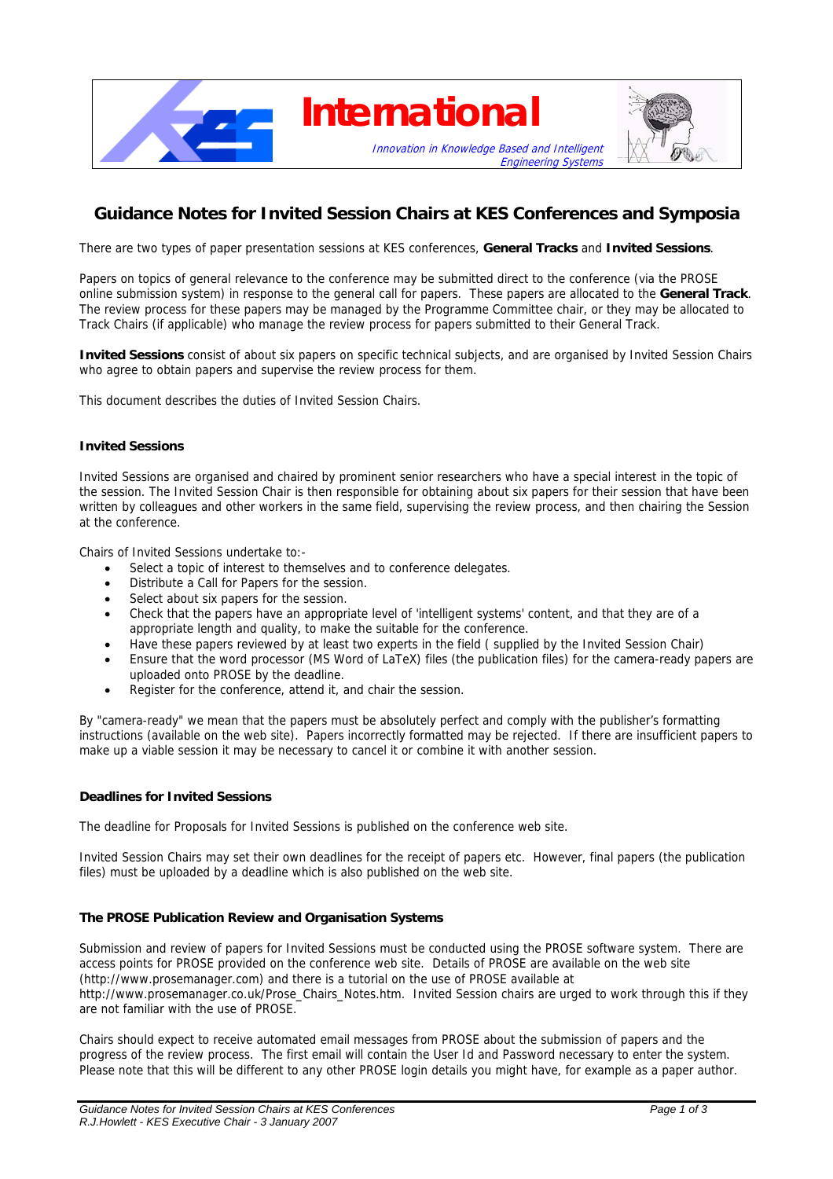International

*Innovation in Knowledge Based and Intelligent Engineering Systems*

# Guidance Notes for Invited Session Chairs at KES Conferences and Symposia

There are two types of paper presentation sessions at KES conferences, **General Tracks** and **Invited Sessions**.

Papers on topics of general relevance to the conference may be submitted direct to the conference (via the PROSE online submission system) in response to the general call for papers. These papers are allocated to the **General Track**. The review process for these papers may be managed by the Programme Committee chair, or they may be allocated to Track Chairs (if applicable) who manage the review process for papers submitted to their General Track.

**Invited Sessions** consist of about six papers on specific technical subjects, and are organised by Invited Session Chairs who agree to obtain papers and supervise the review process for them.

This document describes the duties of Invited Session Chairs.

### Invited Sessions

Invited Sessions are organised and chaired by prominent senior researchers who have a special interest in the topic of the session. The Invited Session Chair is then responsible for obtaining about six papers for their session that have been written by colleagues and other workers in the same field, supervising the review process, and then chairing the Session at the conference.

Chairs of Invited Sessions undertake to:-

- Select a topic of interest to themselves and to conference delegates.
- Distribute a Call for Papers for the session.
- Select about six papers for the session.
- Check that the papers have an appropriate level of 'intelligent systems' content, and that they are of a appropriate length and quality, to make the suitable for the conference.
- Have these papers reviewed by at least two experts in the field ( supplied by the Invited Session Chair)
- Ensure that the word processor (MS Word of LaTeX) files (the publication files) for the camera-ready papers are uploaded onto PROSE by the deadline.
- Register for the conference, attend it, and chair the session.

By "camera-ready" we mean that the papers must be absolutely perfect and comply with the publisher's formatting instructions (available on the web site). Papers incorrectly formatted may be rejected. If there are insufficient papers to make up a viable session it may be necessary to cancel it or combine it with another session.

### Deadlines for Invited Sessions

The deadline for Proposals for Invited Sessions is published on the conference web site.

Invited Session Chairs may set their own deadlines for the receipt of papers etc. However, final papers (the publication files) must be uploaded by a deadline which is also published on the web site.

### The PROSE Publication Review and Organisation Systems

Submission and review of papers for Invited Sessions must be conducted using the PROSE software system. There are access points for PROSE provided on the conference web site. Details of PROSE are available on the web site (http://www.prosemanager.com) and there is a tutorial on the use of PROSE available at http://www.prosemanager.co.uk/Prose_Chairs_Notes.htm. Invited Session chairs are urged to work through this if they are not familiar with the use of PROSE.

Chairs should expect to receive automated email messages from PROSE about the submission of papers and the progress of the review process. The first email will contain the User Id and Password necessary to enter the system. Please note that this will be different to any other PROSE login details you might have, for example as a paper author.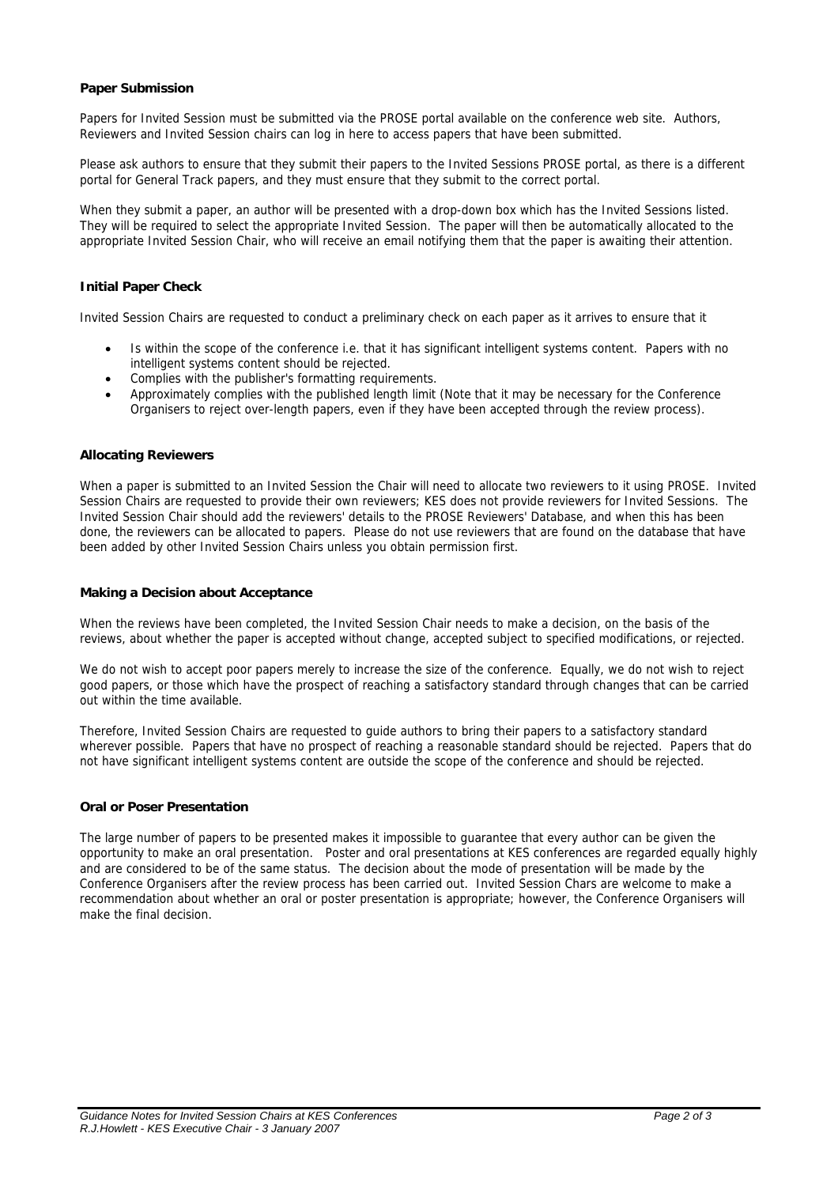### Paper Submission

Papers for Invited Session must be submitted via the PROSE portal available on the conference web site. Authors, Reviewers and Invited Session chairs can log in here to access papers that have been submitted.

Please ask authors to ensure that they submit their papers to the Invited Sessions PROSE portal, as there is a different portal for General Track papers, and they must ensure that they submit to the correct portal.

When they submit a paper, an author will be presented with a drop-down box which has the Invited Sessions listed. They will be required to select the appropriate Invited Session. The paper will then be automatically allocated to the appropriate Invited Session Chair, who will receive an email notifying them that the paper is awaiting their attention.

### Initial Paper Check

Invited Session Chairs are requested to conduct a preliminary check on each paper as it arrives to ensure that it

- Is within the scope of the conference i.e. that it has significant intelligent systems content. Papers with no intelligent systems content should be rejected.
- Complies with the publisher's formatting requirements.
- Approximately complies with the published length limit (Note that it may be necessary for the Conference Organisers to reject over-length papers, even if they have been accepted through the review process).

### Allocating Reviewers

When a paper is submitted to an Invited Session the Chair will need to allocate two reviewers to it using PROSE. Invited Session Chairs are requested to provide their own reviewers; KES does not provide reviewers for Invited Sessions. The Invited Session Chair should add the reviewers' details to the PROSE Reviewers' Database, and when this has been done, the reviewers can be allocated to papers. Please do not use reviewers that are found on the database that have been added by other Invited Session Chairs unless you obtain permission first.

### Making a Decision about Acceptance

When the reviews have been completed, the Invited Session Chair needs to make a decision, on the basis of the reviews, about whether the paper is accepted without change, accepted subject to specified modifications, or rejected.

We do not wish to accept poor papers merely to increase the size of the conference. Equally, we do not wish to reject good papers, or those which have the prospect of reaching a satisfactory standard through changes that can be carried out within the time available.

Therefore, Invited Session Chairs are requested to guide authors to bring their papers to a satisfactory standard wherever possible. Papers that have no prospect of reaching a reasonable standard should be rejected. Papers that do not have significant intelligent systems content are outside the scope of the conference and should be rejected.

### Oral or Poser Presentation

The large number of papers to be presented makes it impossible to guarantee that every author can be given the opportunity to make an oral presentation. Poster and oral presentations at KES conferences are regarded equally highly and are considered to be of the same status. The decision about the mode of presentation will be made by the Conference Organisers after the review process has been carried out. Invited Session Chars are welcome to make a recommendation about whether an oral or poster presentation is appropriate; however, the Conference Organisers will make the final decision.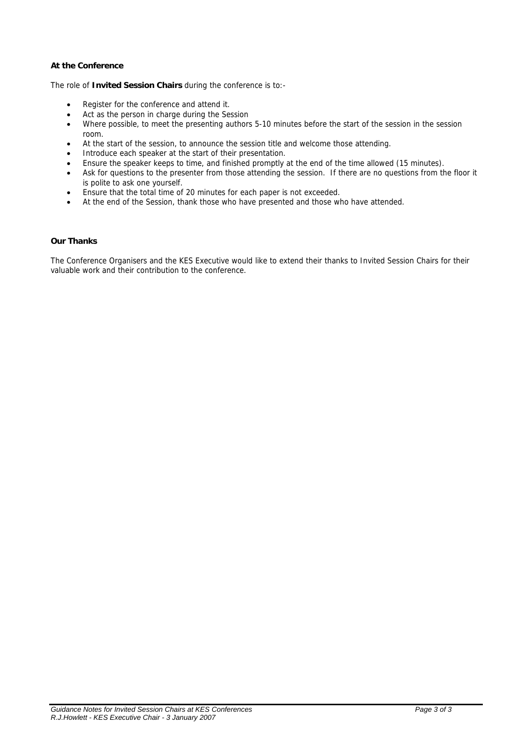**At the Conference**

The role of **Invited Session Chairs** during the conference is to:-

- Register for the conference and attend it.
- Act as the person in charge during the Session
- Where possible, to meet the presenting authors 5-10 minutes before the start of the session in the session room.
- At the start of the session, to announce the session title and welcome those attending.
- Introduce each speaker at the start of their presentation.
- Ensure the speaker keeps to time, and finished promptly at the end of the time allowed (15 minutes).
- Ask for questions to the presenter from those attending the session. If there are no questions from the floor it is polite to ask one yourself.
- Ensure that the total time of 20 minutes for each paper is not exceeded.
- At the end of the Session, thank those who have presented and those who have attended.

**Our Thanks**

The Conference Organisers and the KES Executive would like to extend their thanks to Invited Session Chairs for their valuable work and their contribution to the conference.